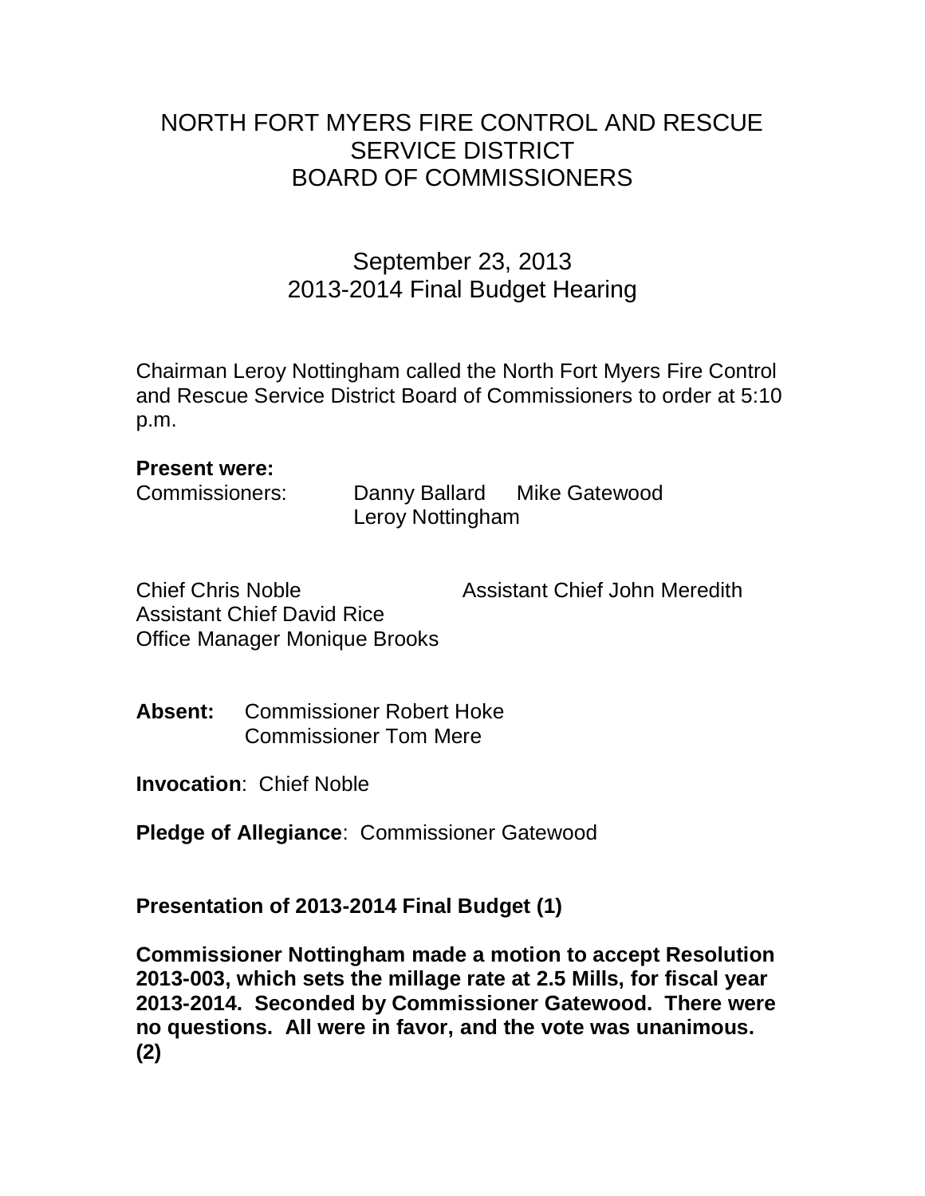# NORTH FORT MYERS FIRE CONTROL AND RESCUE SERVICE DISTRICT BOARD OF COMMISSIONERS

## September 23, 2013
## 2013-2014 Final Budget Hearing

Chairman Leroy Nottingham called the North Fort Myers Fire Control and Rescue Service District Board of Commissioners to order at 5:10 p.m.

**Present were:**

Commissioners: Danny Ballard Mike Gatewood Leroy Nottingham

Chief Chris Noble
Assistant Chief John Meredith
Assistant Chief David Rice
Office Manager Monique Brooks

**Absent:** Commissioner Robert Hoke
Commissioner Tom Mere

**Invocation**: Chief Noble

**Pledge of Allegiance**: Commissioner Gatewood

**Presentation of 2013-2014 Final Budget (1)**

**Commissioner Nottingham made a motion to accept Resolution 2013-003, which sets the millage rate at 2.5 Mills, for fiscal year 2013-2014. Seconded by Commissioner Gatewood. There were no questions. All were in favor, and the vote was unanimous. (2)**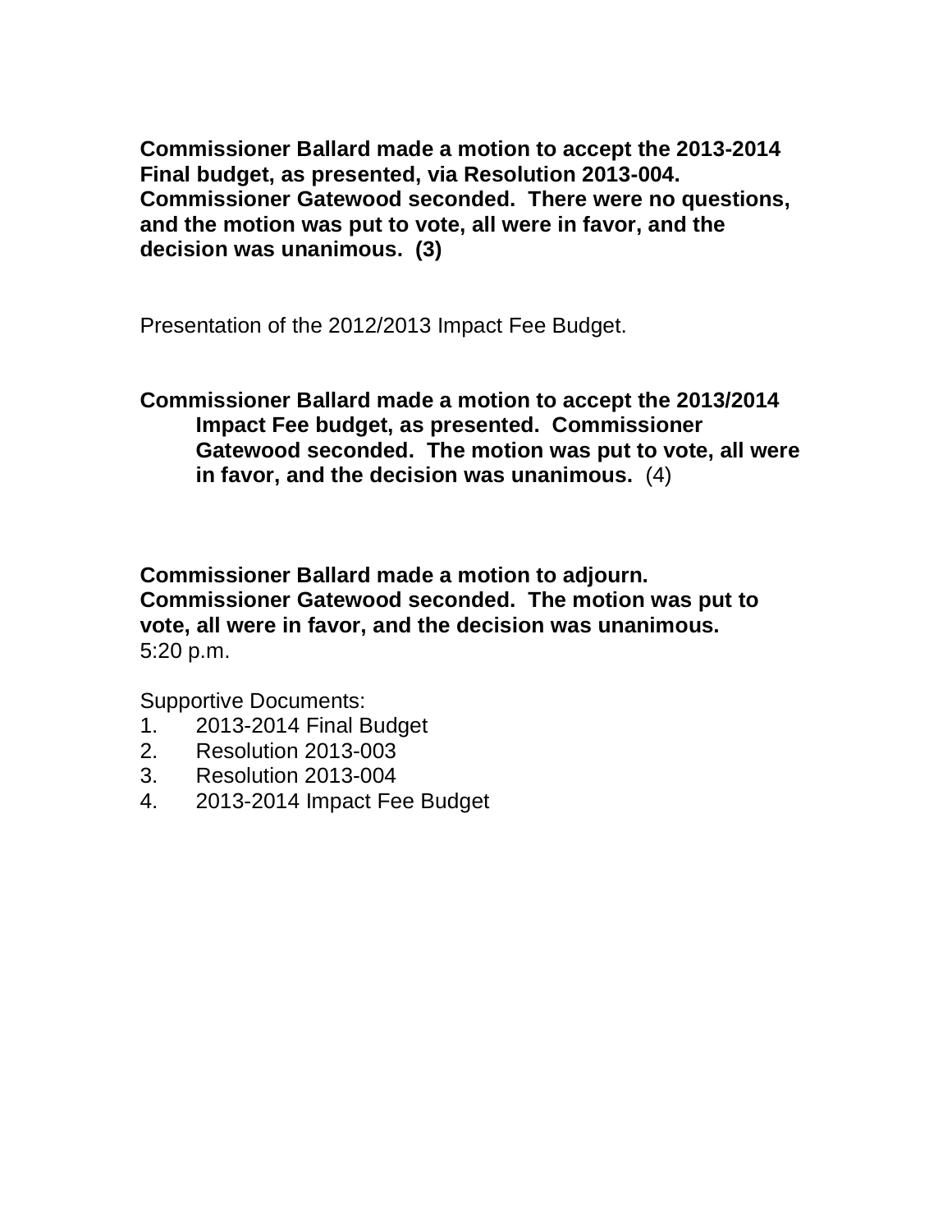**Commissioner Ballard made a motion to accept the 2013-2014 Final budget, as presented, via Resolution 2013-004. Commissioner Gatewood seconded. There were no questions, and the motion was put to vote, all were in favor, and the decision was unanimous. (3)**

Presentation of the 2012/2013 Impact Fee Budget.

**Commissioner Ballard made a motion to accept the 2013/2014 Impact Fee budget, as presented. Commissioner Gatewood seconded. The motion was put to vote, all were in favor, and the decision was unanimous.** (4)

**Commissioner Ballard made a motion to adjourn. Commissioner Gatewood seconded. The motion was put to vote, all were in favor, and the decision was unanimous.**
5:20 p.m.

Supportive Documents:

1. 2013-2014 Final Budget
2. Resolution 2013-003
3. Resolution 2013-004
4. 2013-2014 Impact Fee Budget